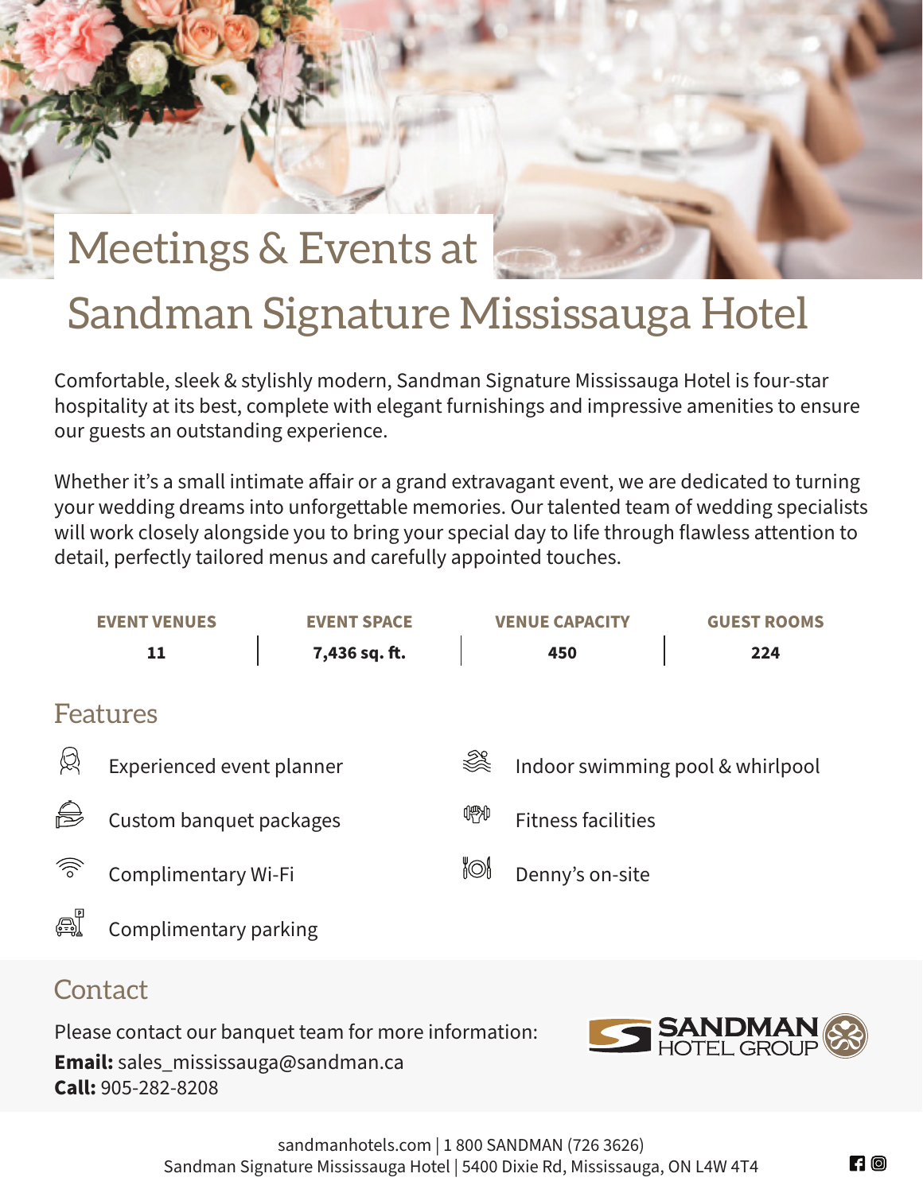# Meetings & Events at Sandman Signature Mississauga Hotel

Comfortable, sleek & stylishly modern, Sandman Signature Mississauga Hotel is four-star hospitality at its best, complete with elegant furnishings and impressive amenities to ensure our guests an outstanding experience.

Whether it's a small intimate affair or a grand extravagant event, we are dedicated to turning your wedding dreams into unforgettable memories. Our talented team of wedding specialists will work closely alongside you to bring your special day to life through flawless attention to detail, perfectly tailored menus and carefully appointed touches.

| EVENT VENUES | EVENT SPACE | VENUE CAPACITY | GUEST ROOMS |
|---|---|---|---|
| 11 | 7,436 sq. ft. | 450 | 224 |

## Features

- Experienced event planner
- Custom banquet packages
- Complimentary Wi-Fi
- Complimentary parking
- Indoor swimming pool & whirlpool
- Fitness facilities
- Denny's on-site

## Contact

Please contact our banquet team for more information:
**Email:** sales_mississauga@sandman.ca
**Call:** 905-282-8208

SANDMAN HOTEL GROUP

sandmanhotels.com | 1 800 SANDMAN (726 3626)
Sandman Signature Mississauga Hotel | 5400 Dixie Rd, Mississauga, ON L4W 4T4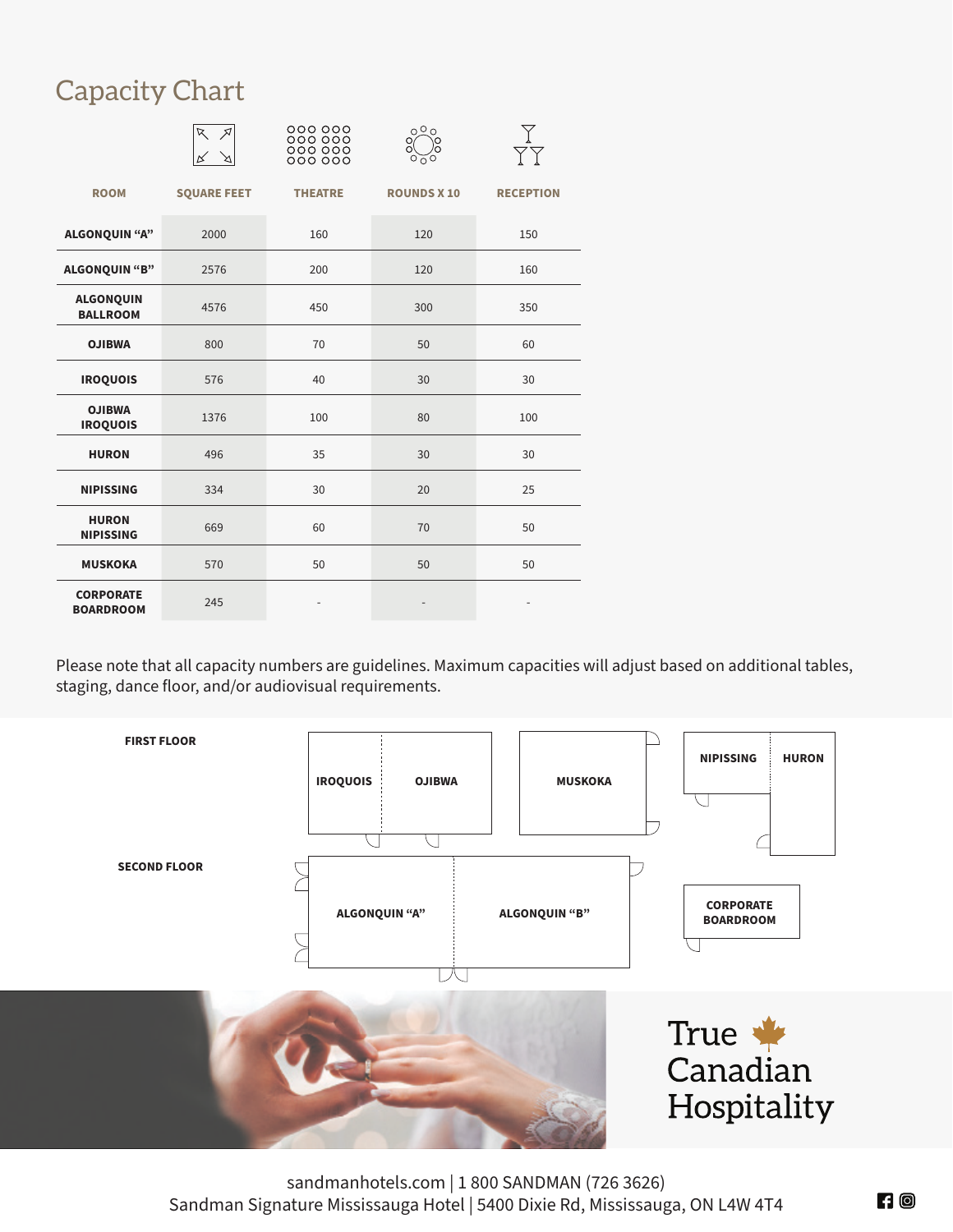# Capacity Chart

| ROOM | SQUARE FEET | THEATRE | ROUNDS X 10 | RECEPTION |
|---|---|---|---|---|
| ALGONQUIN “A” | 2000 | 160 | 120 | 150 |
| ALGONQUIN “B” | 2576 | 200 | 120 | 160 |
| ALGONQUIN BALLROOM | 4576 | 450 | 300 | 350 |
| OJIBWA | 800 | 70 | 50 | 60 |
| IROQUOIS | 576 | 40 | 30 | 30 |
| OJIBWA IROQUOIS | 1376 | 100 | 80 | 100 |
| HURON | 496 | 35 | 30 | 30 |
| NIPISSING | 334 | 30 | 20 | 25 |
| HURON NIPISSING | 669 | 60 | 70 | 50 |
| MUSKOKA | 570 | 50 | 50 | 50 |
| CORPORATE BOARDROOM | 245 | - | - | - |

Please note that all capacity numbers are guidelines. Maximum capacities will adjust based on additional tables, staging, dance floor, and/or audiovisual requirements.

**FIRST FLOOR**

IROQUOIS
OJIBWA
MUSKOKA
NIPISSING
HURON

**SECOND FLOOR**

ALGONQUIN “A”
ALGONQUIN “B”
CORPORATE BOARDROOM

True Canadian Hospitality

sandmanhotels.com | 1 800 SANDMAN (726 3626)
Sandman Signature Mississauga Hotel | 5400 Dixie Rd, Mississauga, ON L4W 4T4